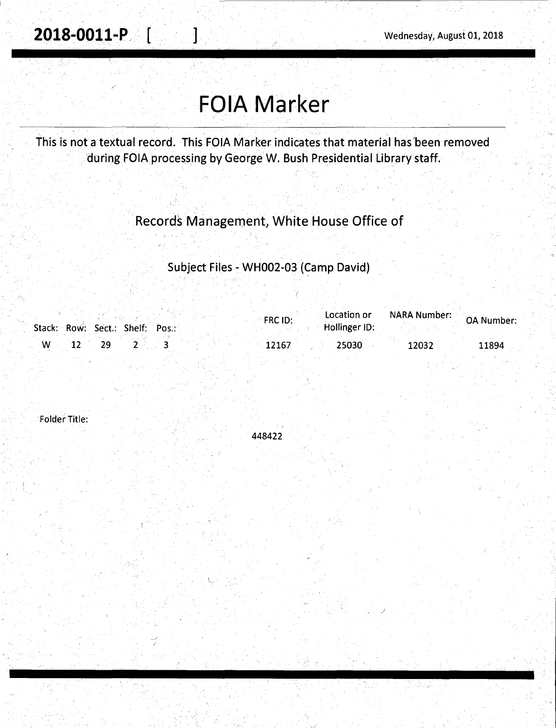**2018-0011-P** [ ]

Wednesday, August 01, 2018

# FOIA Marker

This is not a textual record. This FOIA Marker indicates that material has been removed during FOIA processing by George W. Bush Presidential Library staff.

## Records Management, White House Office of

### Subject Files - WH002-03 (Camp David)

| Stack: | Row: | Sect.: | Shelf: | Pos.: | FRC ID: | Location or Hollinger ID: | NARA Number: | OA Number: |
|---|---|---|---|---|---|---|---|---|
| W | 12 | 29 | 2 | 3 | 12167 | 25030 | 12032 | 11894 |

Folder Title:

448422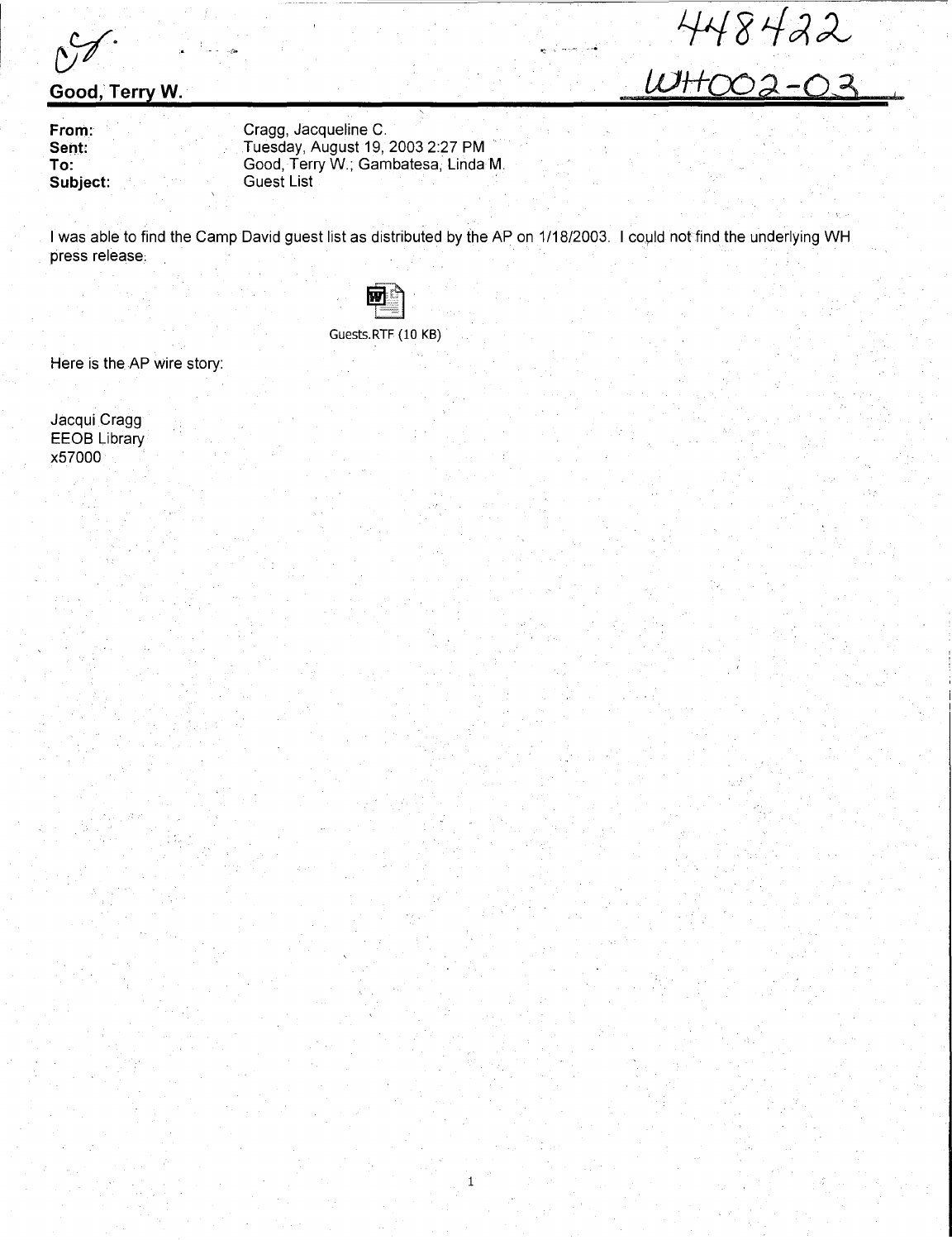448422

WH002-03

**Good, Terry W.**

| | |
|---|---|
| **From:** | Cragg, Jacqueline C. |
| **Sent:** | Tuesday, August 19, 2003 2:27 PM |
| **To:** | Good, Terry W.; Gambatesa, Linda M. |
| **Subject:** | Guest List |

I was able to find the Camp David guest list as distributed by the AP on 1/18/2003. I could not find the underlying WH press release.

Guests.RTF (10 KB)

Here is the AP wire story:

Jacqui Cragg
EEOB Library
x57000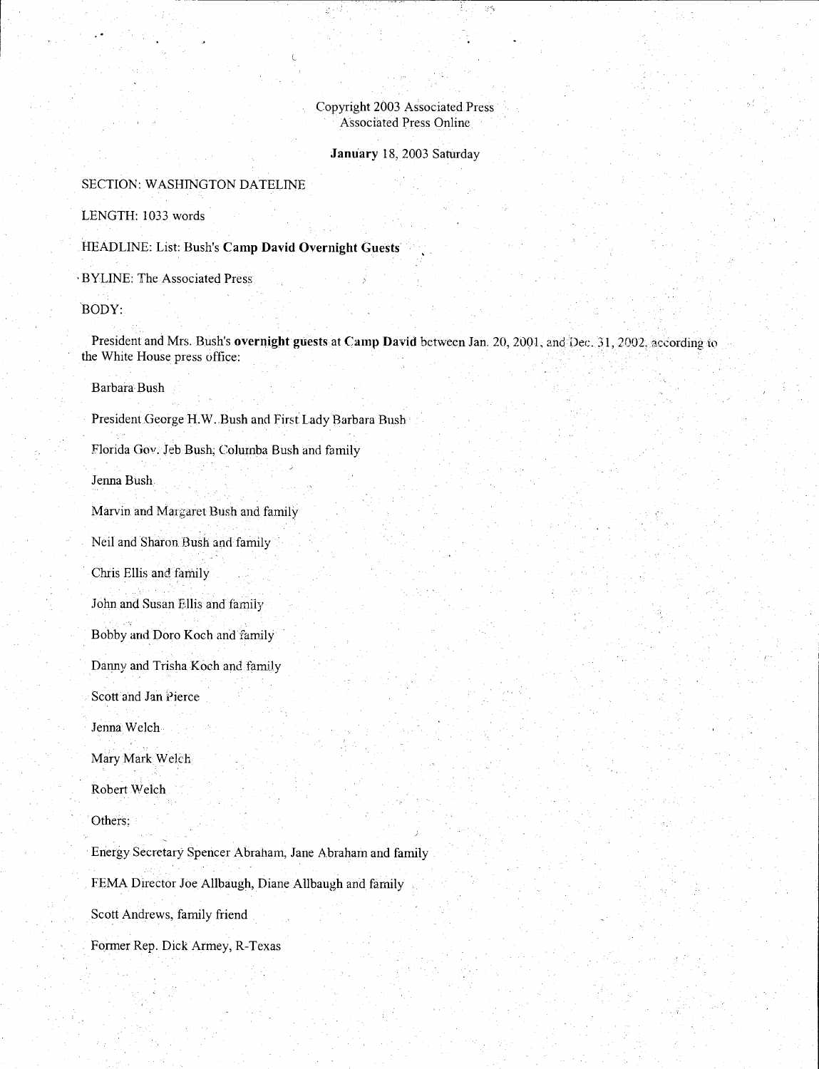Copyright 2003 Associated Press
Associated Press Online

**January** 18, 2003 Saturday

SECTION: WASHINGTON DATELINE

LENGTH: 1033 words

HEADLINE: List: Bush's **Camp David Overnight Guests**

BYLINE: The Associated Press

BODY:

President and Mrs. Bush's **overnight guests** at **Camp David** between Jan. 20, 2001, and Dec. 31, 2002, according to the White House press office:

Barbara Bush

President George H.W. Bush and First Lady Barbara Bush

Florida Gov. Jeb Bush, Columba Bush and family

Jenna Bush

Marvin and Margaret Bush and family

Neil and Sharon Bush and family

Chris Ellis and family

John and Susan Ellis and family

Bobby and Doro Koch and family

Danny and Trisha Koch and family

Scott and Jan Pierce

Jenna Welch

Mary Mark Welch

Robert Welch

Others:

Energy Secretary Spencer Abraham, Jane Abraham and family

FEMA Director Joe Allbaugh, Diane Allbaugh and family

Scott Andrews, family friend

Former Rep. Dick Armey, R-Texas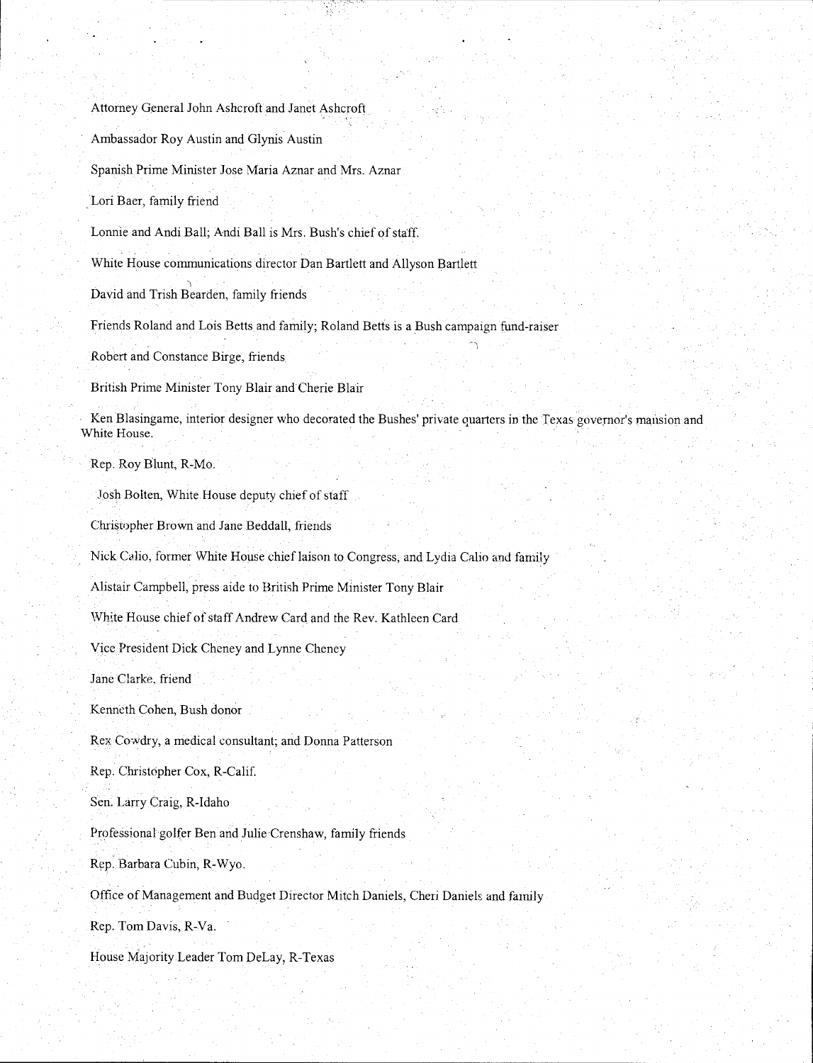Attorney General John Ashcroft and Janet Ashcroft

Ambassador Roy Austin and Glynis Austin

Spanish Prime Minister Jose Maria Aznar and Mrs. Aznar

Lori Baer, family friend

Lonnie and Andi Ball; Andi Ball is Mrs. Bush's chief of staff.

White House communications director Dan Bartlett and Allyson Bartlett

David and Trish Bearden, family friends

Friends Roland and Lois Betts and family; Roland Betts is a Bush campaign fund-raiser

Robert and Constance Birge, friends

British Prime Minister Tony Blair and Cherie Blair

Ken Blasingame, interior designer who decorated the Bushes' private quarters in the Texas governor's mansion and White House.

Rep. Roy Blunt, R-Mo.

Josh Bolten, White House deputy chief of staff

Christopher Brown and Jane Beddall, friends

Nick Calio, former White House chief laison to Congress, and Lydia Calio and family

Alistair Campbell, press aide to British Prime Minister Tony Blair

White House chief of staff Andrew Card and the Rev. Kathleen Card

Vice President Dick Cheney and Lynne Cheney

Jane Clarke, friend

Kenneth Cohen, Bush donor

Rex Cowdry, a medical consultant; and Donna Patterson

Rep. Christopher Cox, R-Calif.

Sen. Larry Craig, R-Idaho

Professional golfer Ben and Julie Crenshaw, family friends

Rep. Barbara Cubin, R-Wyo.

Office of Management and Budget Director Mitch Daniels, Cheri Daniels and family

Rep. Tom Davis, R-Va.

House Majority Leader Tom DeLay, R-Texas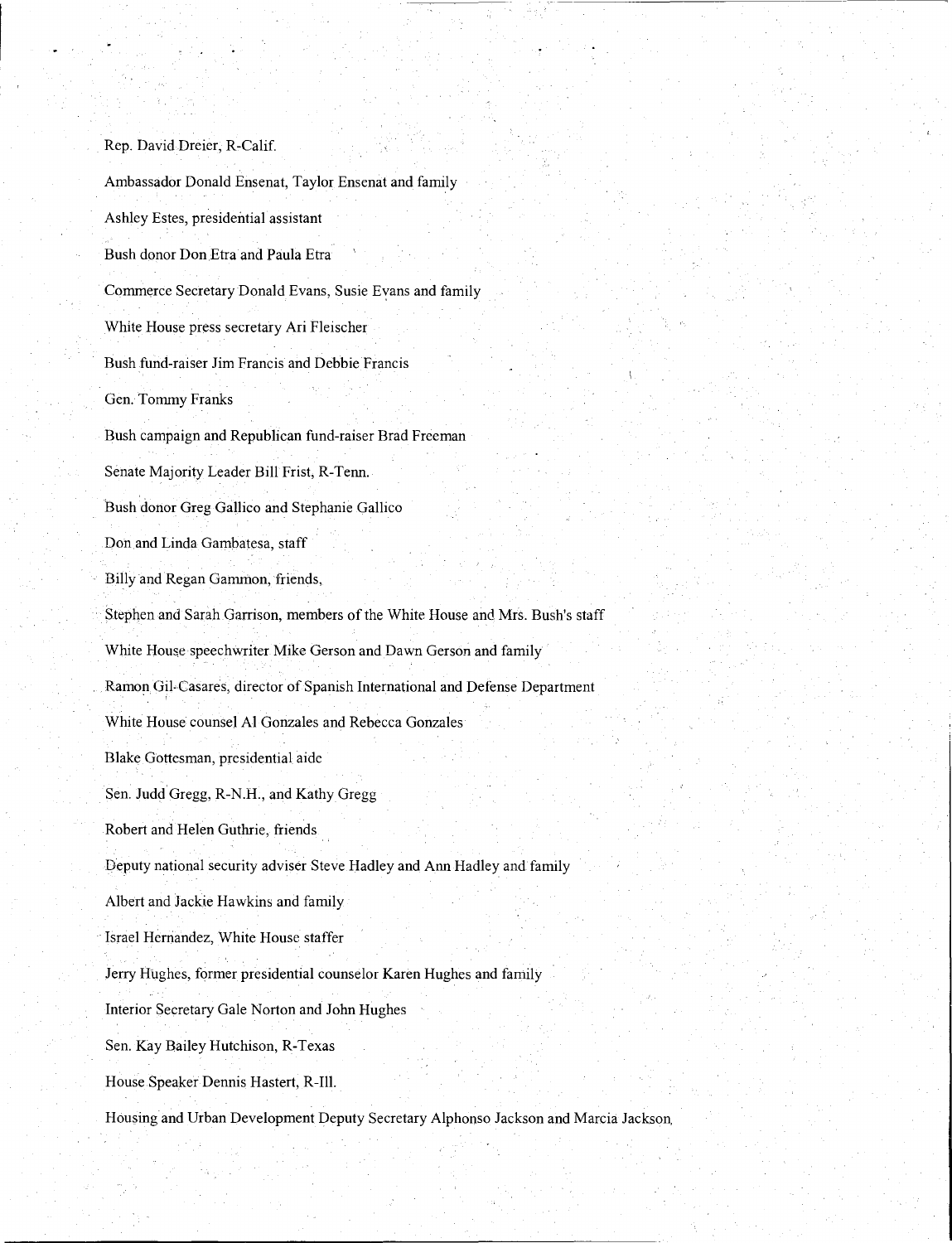Rep. David Dreier, R-Calif.

Ambassador Donald Ensenat, Taylor Ensenat and family

Ashley Estes, presidential assistant

Bush donor Don Etra and Paula Etra

Commerce Secretary Donald Evans, Susie Evans and family

White House press secretary Ari Fleischer

Bush fund-raiser Jim Francis and Debbie Francis

Gen. Tommy Franks

Bush campaign and Republican fund-raiser Brad Freeman

Senate Majority Leader Bill Frist, R-Tenn.

Bush donor Greg Gallico and Stephanie Gallico

Don and Linda Gambatesa, staff

Billy and Regan Gammon, friends,

Stephen and Sarah Garrison, members of the White House and Mrs. Bush's staff

White House speechwriter Mike Gerson and Dawn Gerson and family

Ramon Gil-Casares, director of Spanish International and Defense Department

White House counsel Al Gonzales and Rebecca Gonzales

Blake Gottesman, presidential aide

Sen. Judd Gregg, R-N.H., and Kathy Gregg

Robert and Helen Guthrie, friends

Deputy national security adviser Steve Hadley and Ann Hadley and family

Albert and Jackie Hawkins and family

Israel Hernandez, White House staffer

Jerry Hughes, former presidential counselor Karen Hughes and family

Interior Secretary Gale Norton and John Hughes

Sen. Kay Bailey Hutchison, R-Texas

House Speaker Dennis Hastert, R-Ill.

Housing and Urban Development Deputy Secretary Alphonso Jackson and Marcia Jackson,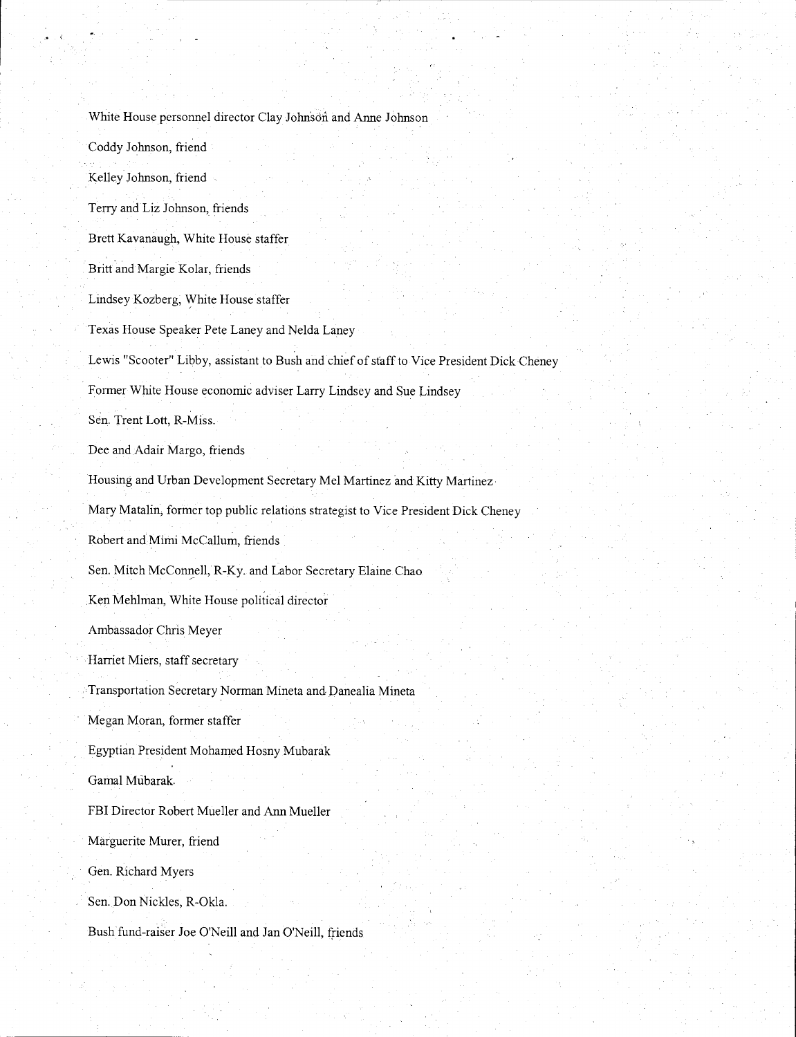White House personnel director Clay Johnson and Anne Johnson

Coddy Johnson, friend

Kelley Johnson, friend

Terry and Liz Johnson, friends

Brett Kavanaugh, White House staffer

Britt and Margie Kolar, friends

Lindsey Kozberg, White House staffer

Texas House Speaker Pete Laney and Nelda Laney

Lewis "Scooter" Libby, assistant to Bush and chief of staff to Vice President Dick Cheney

Former White House economic adviser Larry Lindsey and Sue Lindsey

Sen. Trent Lott, R-Miss.

Dee and Adair Margo, friends

Housing and Urban Development Secretary Mel Martinez and Kitty Martinez

Mary Matalin, former top public relations strategist to Vice President Dick Cheney

Robert and Mimi McCallum, friends

Sen. Mitch McConnell, R-Ky. and Labor Secretary Elaine Chao

Ken Mehlman, White House political director

Ambassador Chris Meyer

Harriet Miers, staff secretary

Transportation Secretary Norman Mineta and Danealia Mineta

Megan Moran, former staffer

Egyptian President Mohamed Hosny Mubarak

Gamal Mubarak

FBI Director Robert Mueller and Ann Mueller

Marguerite Murer, friend

Gen. Richard Myers

Sen. Don Nickles, R-Okla.

Bush fund-raiser Joe O'Neill and Jan O'Neill, friends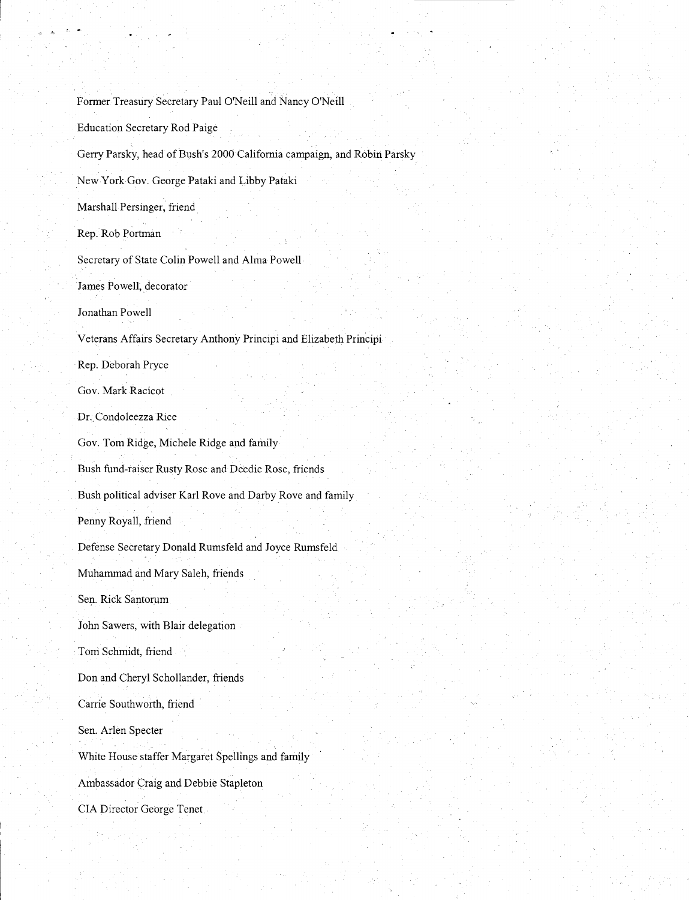Former Treasury Secretary Paul O'Neill and Nancy O'Neill

Education Secretary Rod Paige

Gerry Parsky, head of Bush's 2000 California campaign, and Robin Parsky

New York Gov. George Pataki and Libby Pataki

Marshall Persinger, friend

Rep. Rob Portman

Secretary of State Colin Powell and Alma Powell

James Powell, decorator

Jonathan Powell

Veterans Affairs Secretary Anthony Principi and Elizabeth Principi

Rep. Deborah Pryce

Gov. Mark Racicot

Dr. Condoleezza Rice

Gov. Tom Ridge, Michele Ridge and family

Bush fund-raiser Rusty Rose and Deedie Rose, friends

Bush political adviser Karl Rove and Darby Rove and family

Penny Royall, friend

Defense Secretary Donald Rumsfeld and Joyce Rumsfeld

Muhammad and Mary Saleh, friends

Sen. Rick Santorum

John Sawers, with Blair delegation

Tom Schmidt, friend

Don and Cheryl Schollander, friends

Carrie Southworth, friend

Sen. Arlen Specter

White House staffer Margaret Spellings and family

Ambassador Craig and Debbie Stapleton

CIA Director George Tenet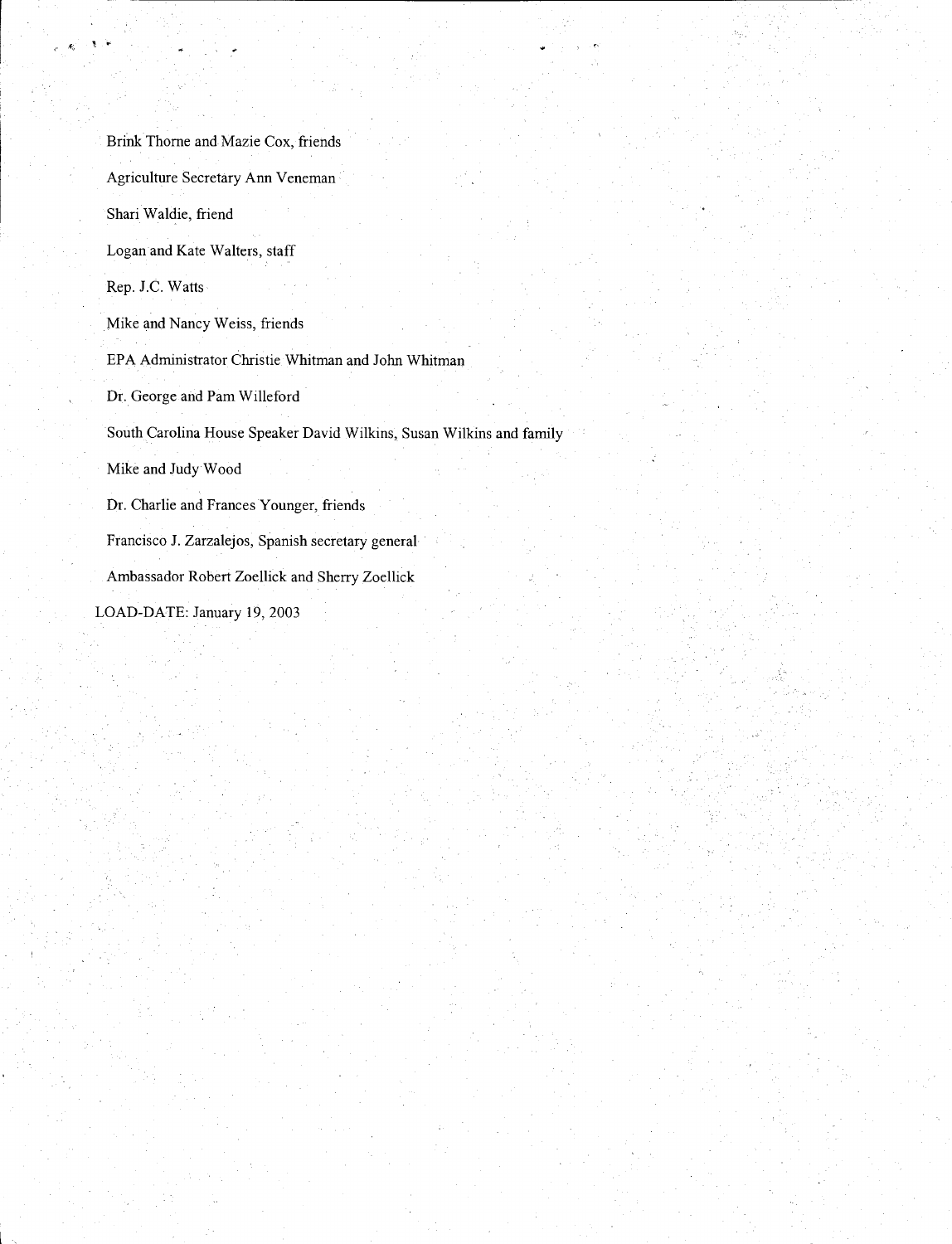Brink Thorne and Mazie Cox, friends

Agriculture Secretary Ann Veneman

Shari Waldie, friend

Logan and Kate Walters, staff

Rep. J.C. Watts

Mike and Nancy Weiss, friends

EPA Administrator Christie Whitman and John Whitman

Dr. George and Pam Willeford

South Carolina House Speaker David Wilkins, Susan Wilkins and family

Mike and Judy Wood

Dr. Charlie and Frances Younger, friends

Francisco J. Zarzalejos, Spanish secretary general

Ambassador Robert Zoellick and Sherry Zoellick

LOAD-DATE: January 19, 2003